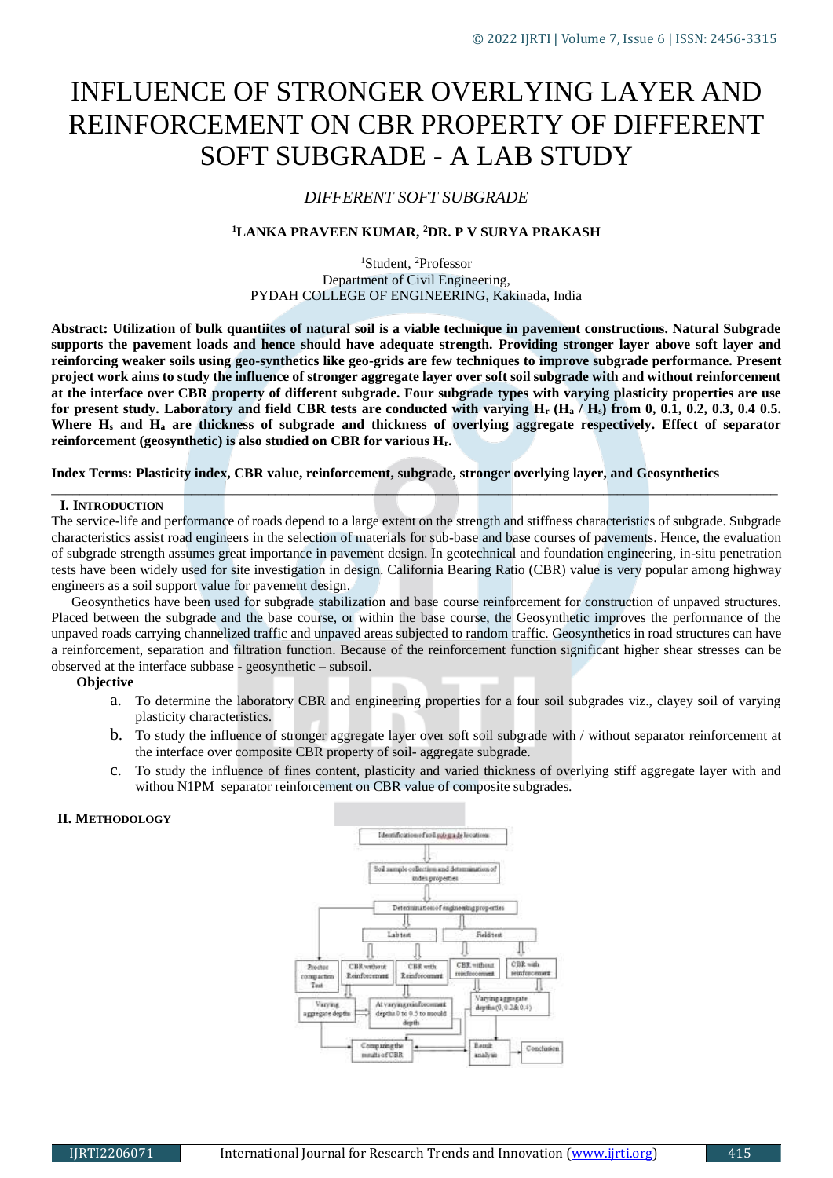# INFLUENCE OF STRONGER OVERLYING LAYER AND REINFORCEMENT ON CBR PROPERTY OF DIFFERENT SOFT SUBGRADE - A LAB STUDY

*DIFFERENT SOFT SUBGRADE*

**[1]LANKA PRAVEEN KUMAR, [2]DR. P V SURYA PRAKASH**

[1]Student, [2]Professor
Department of Civil Engineering,
PYDAH COLLEGE OF ENGINEERING, Kakinada, India

**Abstract: Utilization of bulk quantiites of natural soil is a viable technique in pavement constructions. Natural Subgrade supports the pavement loads and hence should have adequate strength. Providing stronger layer above soft layer and reinforcing weaker soils using geo-synthetics like geo-grids are few techniques to improve subgrade performance. Present project work aims to study the influence of stronger aggregate layer over soft soil subgrade with and without reinforcement at the interface over CBR property of different subgrade. Four subgrade types with varying plasticity properties are use for present study. Laboratory and field CBR tests are conducted with varying $H_r$ ($H_a$ / $H_s$) from 0, 0.1, 0.2, 0.3, 0.4 0.5. Where $H_s$ and $H_a$ are thickness of subgrade and thickness of overlying aggregate respectively. Effect of separator reinforcement (geosynthetic) is also studied on CBR for various $H_r$.**

**Index Terms: Plasticity index, CBR value, reinforcement, subgrade, stronger overlying layer, and Geosynthetics**

## I. INTRODUCTION

The service-life and performance of roads depend to a large extent on the strength and stiffness characteristics of subgrade. Subgrade characteristics assist road engineers in the selection of materials for sub-base and base courses of pavements. Hence, the evaluation of subgrade strength assumes great importance in pavement design. In geotechnical and foundation engineering, in-situ penetration tests have been widely used for site investigation in design. California Bearing Ratio (CBR) value is very popular among highway engineers as a soil support value for pavement design.

Geosynthetics have been used for subgrade stabilization and base course reinforcement for construction of unpaved structures. Placed between the subgrade and the base course, or within the base course, the Geosynthetic improves the performance of the unpaved roads carrying channelized traffic and unpaved areas subjected to random traffic. Geosynthetics in road structures can have a reinforcement, separation and filtration function. Because of the reinforcement function significant higher shear stresses can be observed at the interface subbase - geosynthetic – subsoil.

**Objective**

a. To determine the laboratory CBR and engineering properties for a four soil subgrades viz., clayey soil of varying plasticity characteristics.
b. To study the influence of stronger aggregate layer over soft soil subgrade with / without separator reinforcement at the interface over composite CBR property of soil- aggregate subgrade.
c. To study the influence of fines content, plasticity and varied thickness of overlying stiff aggregate layer with and withou N1PM separator reinforcement on CBR value of composite subgrades.

## II. METHODOLOGY

Identification of soil subgrade locations → Soil sample collection and determination of index properties → Determination of engineering properties → Lab test / Field test

- Lab test: Proctor compaction Test → Varying aggregate depths; CBR without Reinforcement; CBR with Reinforcement → At varying reinforcement depths 0 to 0.5 to mould depth
- Field test: CBR without reinforcement; CBR with reinforcement → Varying aggregate depths (0, 0.2 & 0.4)
- Comparing the results of CBR ← Result analysis → Conclusion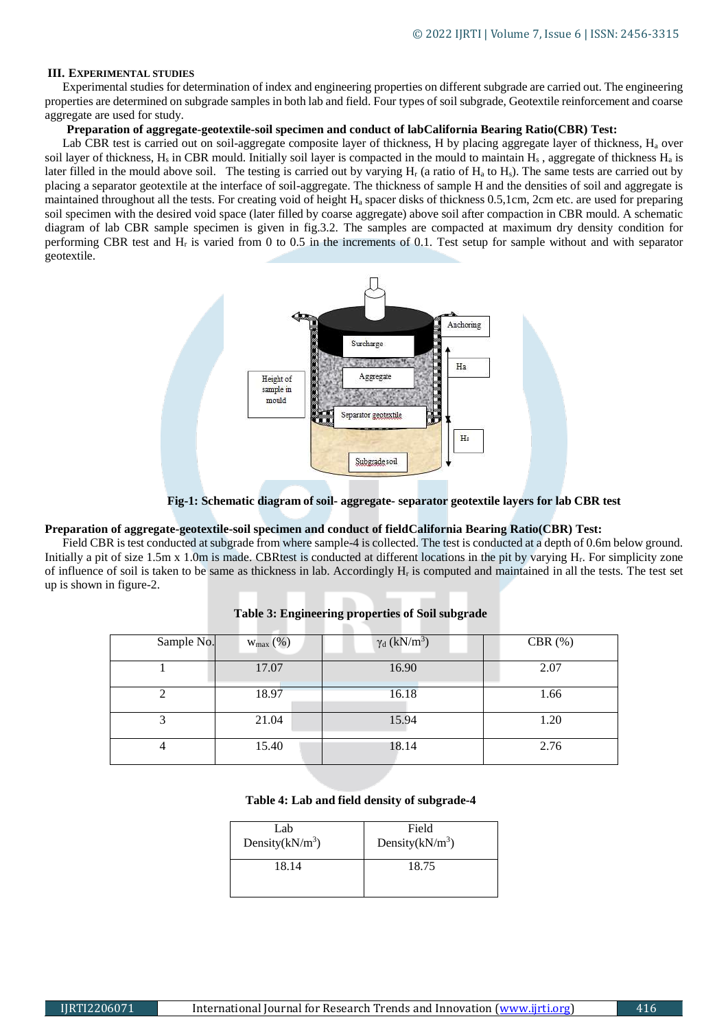## III. EXPERIMENTAL STUDIES

Experimental studies for determination of index and engineering properties on different subgrade are carried out. The engineering properties are determined on subgrade samples in both lab and field. Four types of soil subgrade, Geotextile reinforcement and coarse aggregate are used for study.

**Preparation of aggregate-geotextile-soil specimen and conduct of labCalifornia Bearing Ratio(CBR) Test:**

Lab CBR test is carried out on soil-aggregate composite layer of thickness, H by placing aggregate layer of thickness, $H_a$ over soil layer of thickness, $H_s$ in CBR mould. Initially soil layer is compacted in the mould to maintain $H_s$ , aggregate of thickness $H_a$ is later filled in the mould above soil. The testing is carried out by varying $H_r$ (a ratio of $H_a$ to $H_s$). The same tests are carried out by placing a separator geotextile at the interface of soil-aggregate. The thickness of sample H and the densities of soil and aggregate is maintained throughout all the tests. For creating void of height $H_a$ spacer disks of thickness 0.5,1cm, 2cm etc. are used for preparing soil specimen with the desired void space (later filled by coarse aggregate) above soil after compaction in CBR mould. A schematic diagram of lab CBR sample specimen is given in fig.3.2. The samples are compacted at maximum dry density condition for performing CBR test and $H_r$ is varied from 0 to 0.5 in the increments of 0.1. Test setup for sample without and with separator geotextile.

**Fig-1: Schematic diagram of soil- aggregate- separator geotextile layers for lab CBR test**

**Preparation of aggregate-geotextile-soil specimen and conduct of fieldCalifornia Bearing Ratio(CBR) Test:**

Field CBR is test conducted at subgrade from where sample-4 is collected. The test is conducted at a depth of 0.6m below ground. Initially a pit of size 1.5m x 1.0m is made. CBRtest is conducted at different locations in the pit by varying $H_r$. For simplicity zone of influence of soil is taken to be same as thickness in lab. Accordingly $H_r$ is computed and maintained in all the tests. The test set up is shown in figure-2.

**Table 3: Engineering properties of Soil subgrade**

| Sample No. | $w_{max}$ (%) | $\gamma_d$ (kN/m$^3$) | CBR (%) |
|---|---|---|---|
| 1 | 17.07 | 16.90 | 2.07 |
| 2 | 18.97 | 16.18 | 1.66 |
| 3 | 21.04 | 15.94 | 1.20 |
| 4 | 15.40 | 18.14 | 2.76 |

**Table 4: Lab and field density of subgrade-4**

| Lab Density(kN/m$^3$) | Field Density(kN/m$^3$) |
|---|---|
| 18.14 | 18.75 |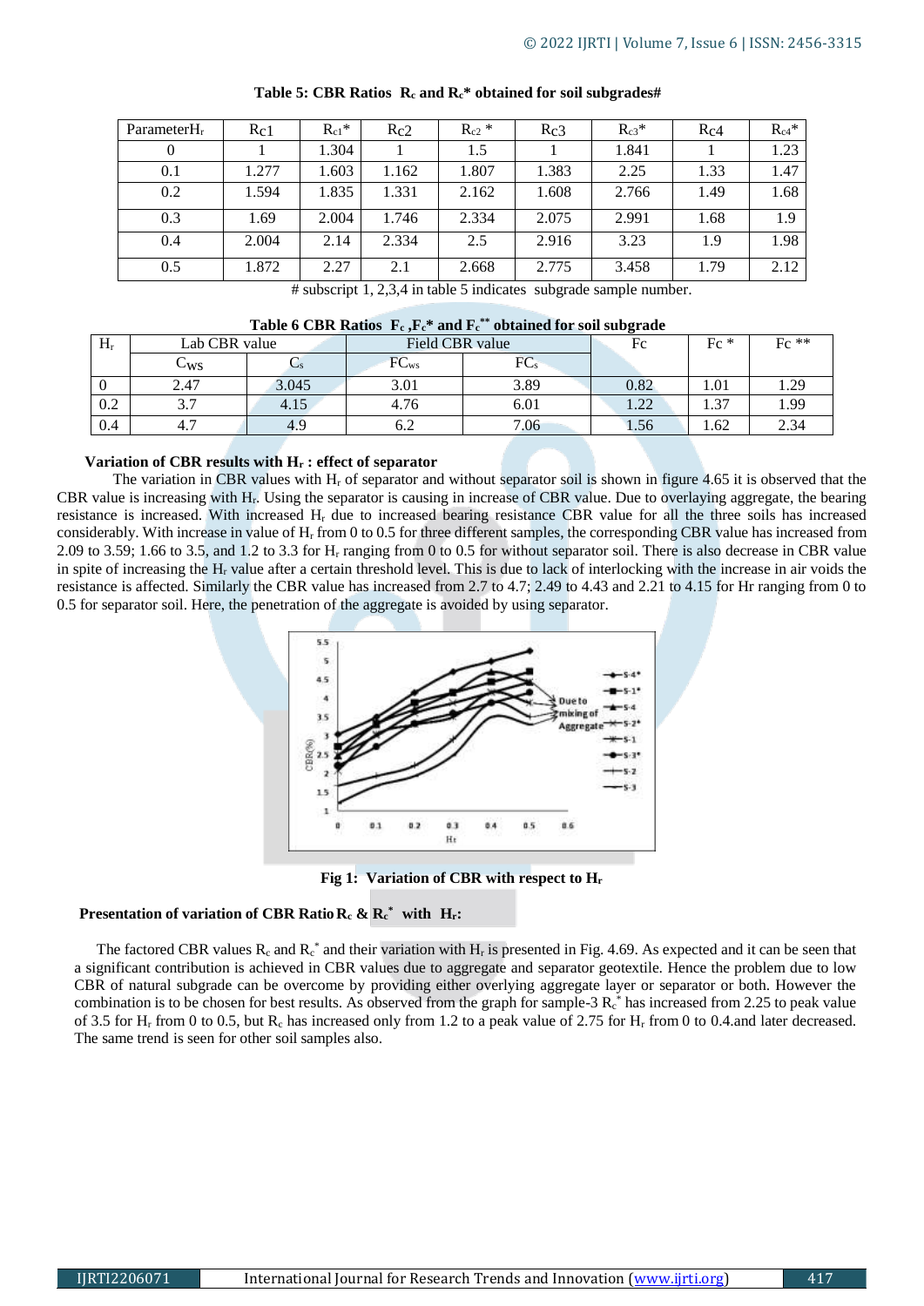**Table 5: CBR Ratios $R_c$ and $R_c$* obtained for soil subgrades#**

| Parameter$H_r$ | $R_{c1}$ | $R_{c1}$* | $R_{c2}$ | $R_{c2}$ * | $R_{c3}$ | $R_{c3}$* | $R_{c4}$ | $R_{c4}$* |
|---|---|---|---|---|---|---|---|---|
| 0 | 1 | 1.304 | 1 | 1.5 | 1 | 1.841 | 1 | 1.23 |
| 0.1 | 1.277 | 1.603 | 1.162 | 1.807 | 1.383 | 2.25 | 1.33 | 1.47 |
| 0.2 | 1.594 | 1.835 | 1.331 | 2.162 | 1.608 | 2.766 | 1.49 | 1.68 |
| 0.3 | 1.69 | 2.004 | 1.746 | 2.334 | 2.075 | 2.991 | 1.68 | 1.9 |
| 0.4 | 2.004 | 2.14 | 2.334 | 2.5 | 2.916 | 3.23 | 1.9 | 1.98 |
| 0.5 | 1.872 | 2.27 | 2.1 | 2.668 | 2.775 | 3.458 | 1.79 | 2.12 |

# subscript 1, 2,3,4 in table 5 indicates subgrade sample number.

**Table 6 CBR Ratios $F_c$ ,$F_c$* and $F_c^{**}$ obtained for soil subgrade**

| $H_r$ | Lab CBR value | | Field CBR value | | Fc | Fc * | Fc ** |
|---|---|---|---|---|---|---|---|
| | $C_{WS}$ | $C_s$ | $FC_{ws}$ | $FC_s$ | | | |
| 0 | 2.47 | 3.045 | 3.01 | 3.89 | 0.82 | 1.01 | 1.29 |
| 0.2 | 3.7 | 4.15 | 4.76 | 6.01 | 1.22 | 1.37 | 1.99 |
| 0.4 | 4.7 | 4.9 | 6.2 | 7.06 | 1.56 | 1.62 | 2.34 |

**Variation of CBR results with $H_r$ : effect of separator**

The variation in CBR values with $H_r$ of separator and without separator soil is shown in figure 4.65 it is observed that the CBR value is increasing with $H_r$. Using the separator is causing in increase of CBR value. Due to overlaying aggregate, the bearing resistance is increased. With increased $H_r$ due to increased bearing resistance CBR value for all the three soils has increased considerably. With increase in value of $H_r$ from 0 to 0.5 for three different samples, the corresponding CBR value has increased from 2.09 to 3.59; 1.66 to 3.5, and 1.2 to 3.3 for $H_r$ ranging from 0 to 0.5 for without separator soil. There is also decrease in CBR value in spite of increasing the $H_r$ value after a certain threshold level. This is due to lack of interlocking with the increase in air voids the resistance is affected. Similarly the CBR value has increased from 2.7 to 4.7; 2.49 to 4.43 and 2.21 to 4.15 for Hr ranging from 0 to 0.5 for separator soil. Here, the penetration of the aggregate is avoided by using separator.

**Fig 1: Variation of CBR with respect to $H_r$**

**Presentation of variation of CBR Ratio $R_c$ & $R_c^*$ with $H_r$:**

The factored CBR values $R_c$ and $R_c^*$ and their variation with $H_r$ is presented in Fig. 4.69. As expected and it can be seen that a significant contribution is achieved in CBR values due to aggregate and separator geotextile. Hence the problem due to low CBR of natural subgrade can be overcome by providing either overlying aggregate layer or separator or both. However the combination is to be chosen for best results. As observed from the graph for sample-3 $R_c^*$ has increased from 2.25 to peak value of 3.5 for $H_r$ from 0 to 0.5, but $R_c$ has increased only from 1.2 to a peak value of 2.75 for $H_r$ from 0 to 0.4.and later decreased. The same trend is seen for other soil samples also.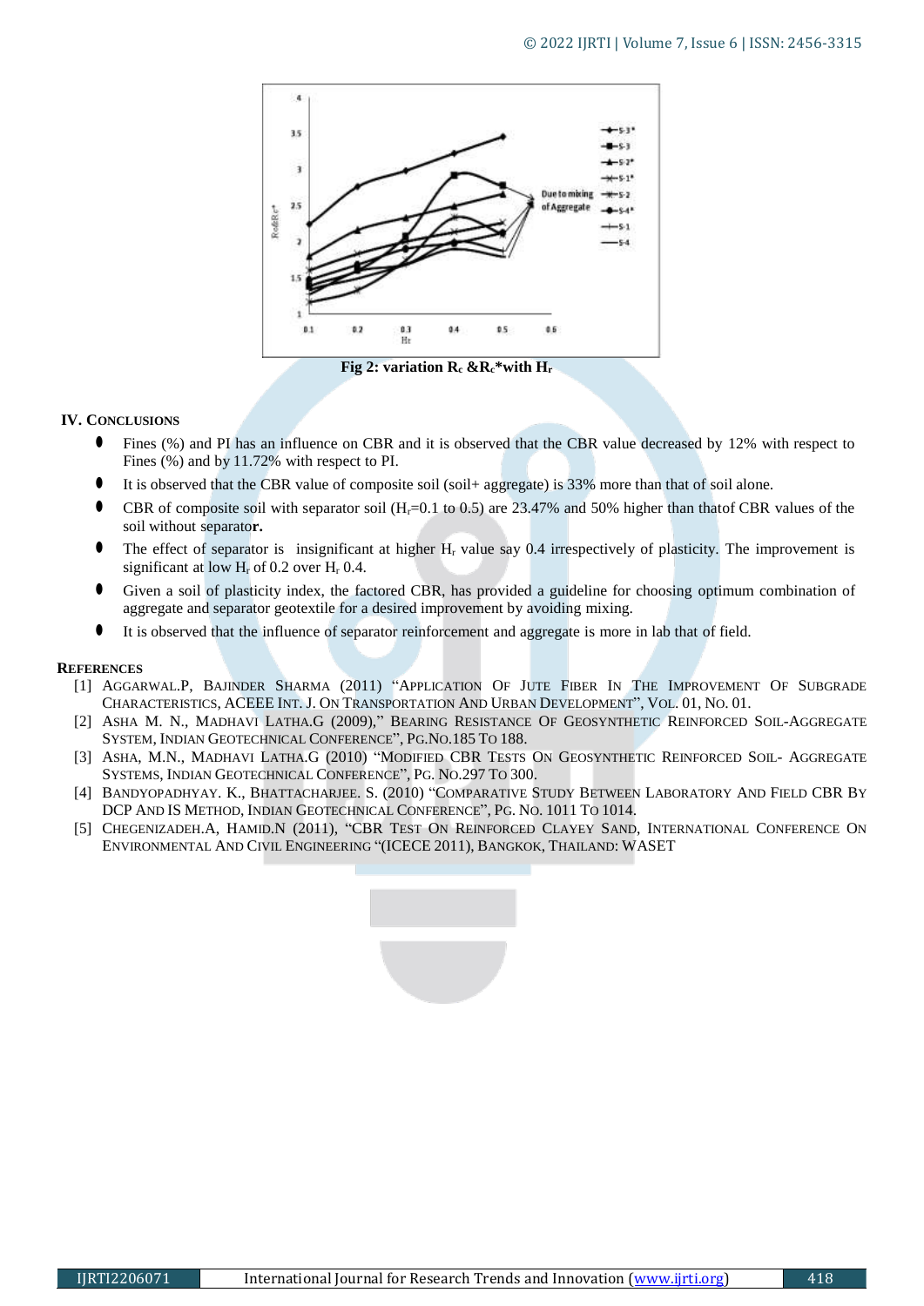4

3.5

3

2.5

2

1.5

1

0.1 0.2 0.3 0.4 0.5 0.6

Hr

Rc&Rc*

S-3*
S-3
S-2*
S-1*
S-2
S-4*
S-1
S-4

Due to mixing of Aggregate

**Fig 2: variation $R_c$ & $R_c$\*with $H_r$**

## IV. Conclusions

- Fines (%) and PI has an influence on CBR and it is observed that the CBR value decreased by 12% with respect to Fines (%) and by 11.72% with respect to PI.
- It is observed that the CBR value of composite soil (soil+ aggregate) is 33% more than that of soil alone.
- CBR of composite soil with separator soil ($H_r$=0.1 to 0.5) are 23.47% and 50% higher than thatof CBR values of the soil without separato**r.**
- The effect of separator is insignificant at higher $H_r$ value say 0.4 irrespectively of plasticity. The improvement is significant at low $H_r$ of 0.2 over $H_r$ 0.4.
- Given a soil of plasticity index, the factored CBR, has provided a guideline for choosing optimum combination of aggregate and separator geotextile for a desired improvement by avoiding mixing.
- It is observed that the influence of separator reinforcement and aggregate is more in lab that of field.

## References

[1] Aggarwal.P, Bajinder Sharma (2011) "Application Of Jute Fiber In The Improvement Of Subgrade Characteristics, ACEEE Int. J. On Transportation And Urban Development", Vol. 01, No. 01.

[2] Asha M. N., Madhavi Latha.G (2009)," Bearing Resistance Of Geosynthetic Reinforced Soil-Aggregate System, Indian Geotechnical Conference", Pg.No.185 To 188.

[3] Asha, M.N., Madhavi Latha.G (2010) "Modified CBR Tests On Geosynthetic Reinforced Soil- Aggregate Systems, Indian Geotechnical Conference", Pg. No.297 To 300.

[4] Bandyopadhyay. K., Bhattacharjee. S. (2010) "Comparative Study Between Laboratory And Field CBR By DCP And IS Method, Indian Geotechnical Conference", Pg. No. 1011 To 1014.

[5] Chegenizadeh.A, Hamid.N (2011), "CBR Test On Reinforced Clayey Sand, International Conference On Environmental And Civil Engineering "(ICECE 2011), Bangkok, Thailand: WASET